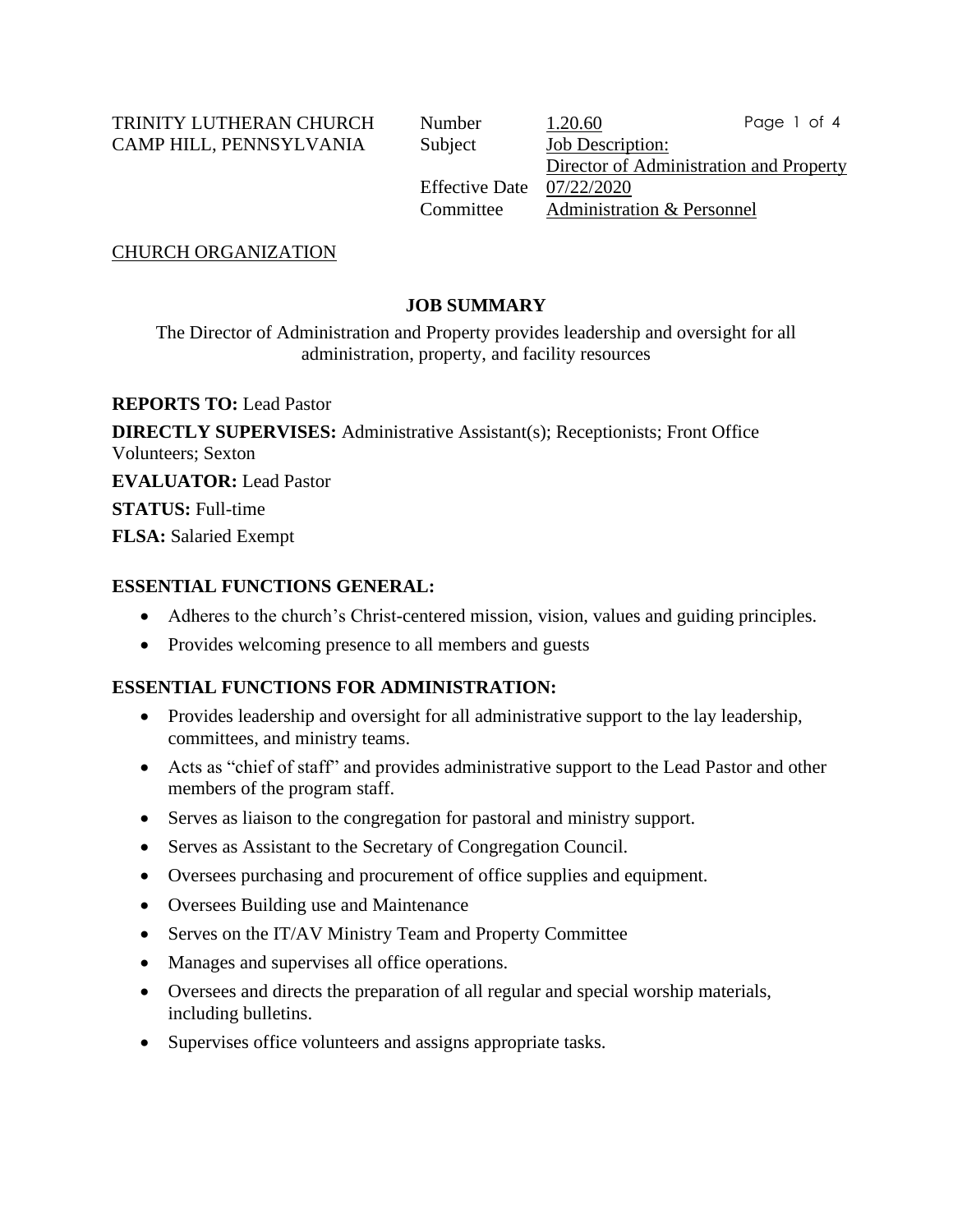TRINITY LUTHERAN CHURCH
CAMP HILL, PENNSYLVANIA

| | |
|---|---|
| Number | 1.20.60 |
| Subject | Job Description: Director of Administration and Property |
| Effective Date | 07/22/2020 |
| Committee | Administration & Personnel |

CHURCH ORGANIZATION

## JOB SUMMARY

The Director of Administration and Property provides leadership and oversight for all administration, property, and facility resources

**REPORTS TO:** Lead Pastor

**DIRECTLY SUPERVISES:** Administrative Assistant(s); Receptionists; Front Office Volunteers; Sexton

**EVALUATOR:** Lead Pastor

**STATUS:** Full-time

**FLSA:** Salaried Exempt

### ESSENTIAL FUNCTIONS GENERAL:

- Adheres to the church's Christ-centered mission, vision, values and guiding principles.
- Provides welcoming presence to all members and guests

### ESSENTIAL FUNCTIONS FOR ADMINISTRATION:

- Provides leadership and oversight for all administrative support to the lay leadership, committees, and ministry teams.
- Acts as "chief of staff" and provides administrative support to the Lead Pastor and other members of the program staff.
- Serves as liaison to the congregation for pastoral and ministry support.
- Serves as Assistant to the Secretary of Congregation Council.
- Oversees purchasing and procurement of office supplies and equipment.
- Oversees Building use and Maintenance
- Serves on the IT/AV Ministry Team and Property Committee
- Manages and supervises all office operations.
- Oversees and directs the preparation of all regular and special worship materials, including bulletins.
- Supervises office volunteers and assigns appropriate tasks.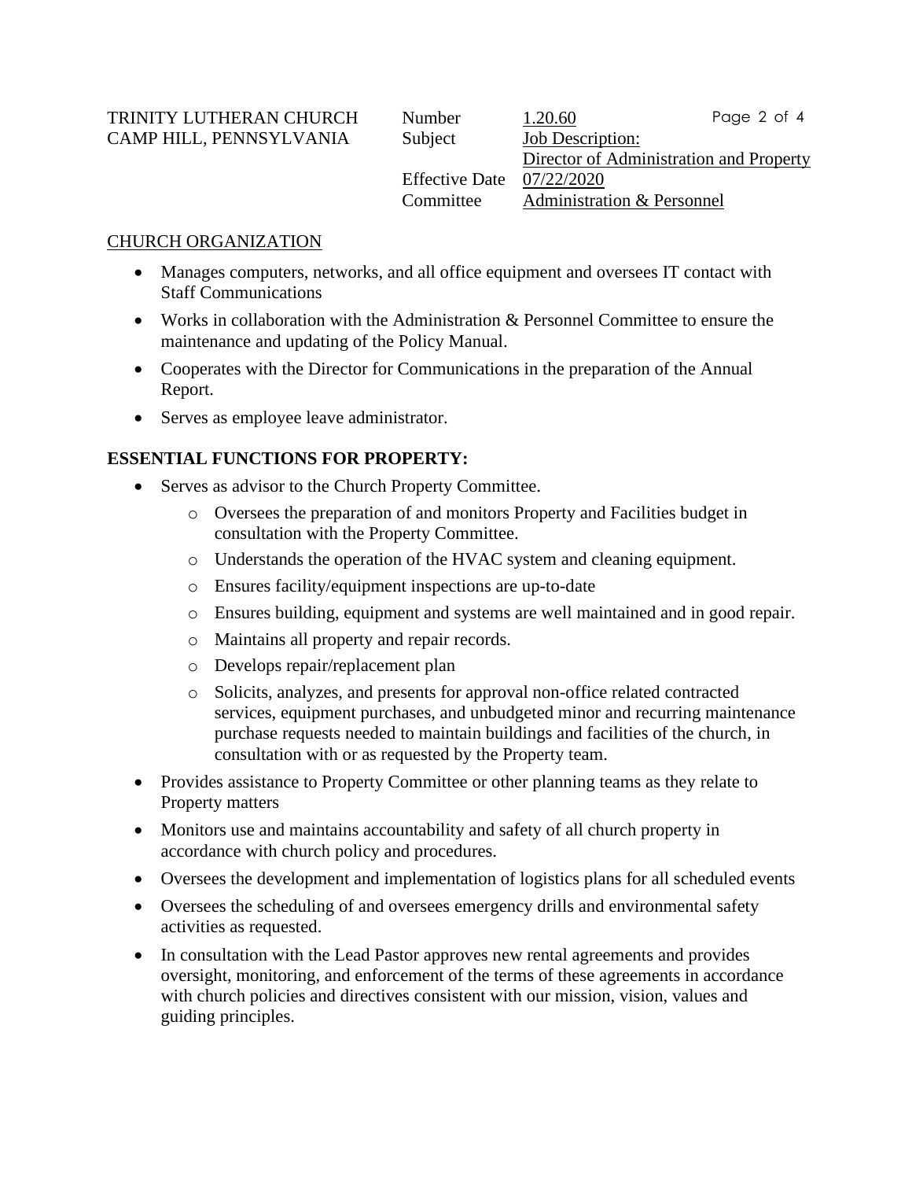## CHURCH ORGANIZATION

- Manages computers, networks, and all office equipment and oversees IT contact with Staff Communications
- Works in collaboration with the Administration & Personnel Committee to ensure the maintenance and updating of the Policy Manual.
- Cooperates with the Director for Communications in the preparation of the Annual Report.
- Serves as employee leave administrator.

## ESSENTIAL FUNCTIONS FOR PROPERTY:

- Serves as advisor to the Church Property Committee.
  - Oversees the preparation of and monitors Property and Facilities budget in consultation with the Property Committee.
  - Understands the operation of the HVAC system and cleaning equipment.
  - Ensures facility/equipment inspections are up-to-date
  - Ensures building, equipment and systems are well maintained and in good repair.
  - Maintains all property and repair records.
  - Develops repair/replacement plan
  - Solicits, analyzes, and presents for approval non-office related contracted services, equipment purchases, and unbudgeted minor and recurring maintenance purchase requests needed to maintain buildings and facilities of the church, in consultation with or as requested by the Property team.
- Provides assistance to Property Committee or other planning teams as they relate to Property matters
- Monitors use and maintains accountability and safety of all church property in accordance with church policy and procedures.
- Oversees the development and implementation of logistics plans for all scheduled events
- Oversees the scheduling of and oversees emergency drills and environmental safety activities as requested.
- In consultation with the Lead Pastor approves new rental agreements and provides oversight, monitoring, and enforcement of the terms of these agreements in accordance with church policies and directives consistent with our mission, vision, values and guiding principles.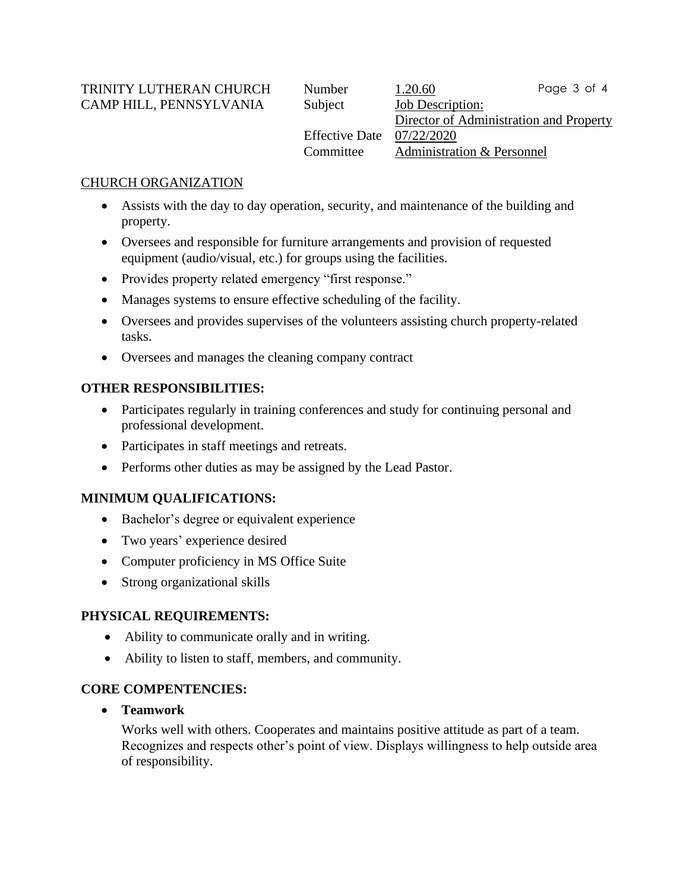## CHURCH ORGANIZATION

- Assists with the day to day operation, security, and maintenance of the building and property.
- Oversees and responsible for furniture arrangements and provision of requested equipment (audio/visual, etc.) for groups using the facilities.
- Provides property related emergency "first response."
- Manages systems to ensure effective scheduling of the facility.
- Oversees and provides supervises of the volunteers assisting church property-related tasks.
- Oversees and manages the cleaning company contract

## OTHER RESPONSIBILITIES:

- Participates regularly in training conferences and study for continuing personal and professional development.
- Participates in staff meetings and retreats.
- Performs other duties as may be assigned by the Lead Pastor.

## MINIMUM QUALIFICATIONS:

- Bachelor's degree or equivalent experience
- Two years' experience desired
- Computer proficiency in MS Office Suite
- Strong organizational skills

## PHYSICAL REQUIREMENTS:

- Ability to communicate orally and in writing.
- Ability to listen to staff, members, and community.

## CORE COMPENTENCIES:

- **Teamwork**

  Works well with others. Cooperates and maintains positive attitude as part of a team. Recognizes and respects other's point of view. Displays willingness to help outside area of responsibility.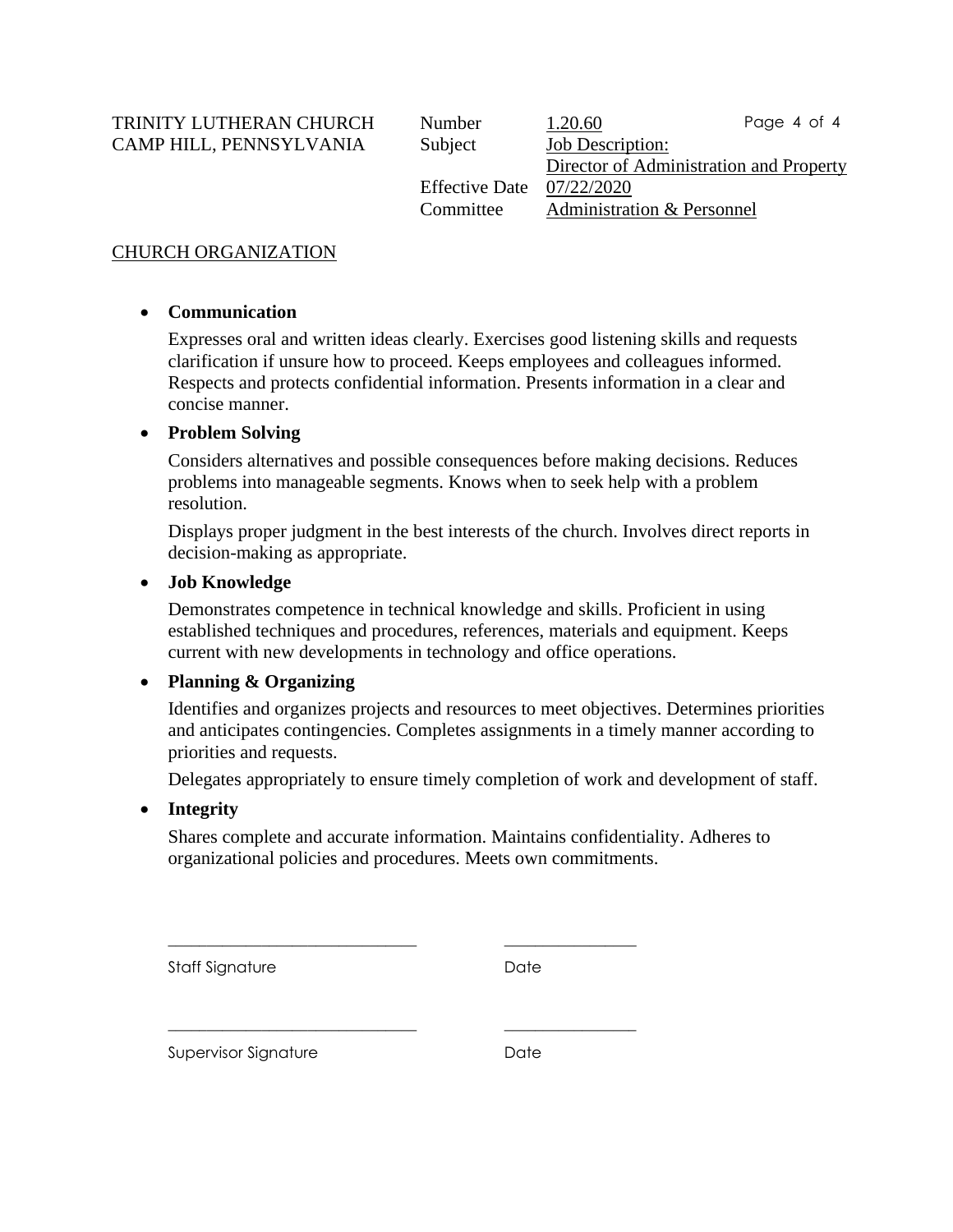## CHURCH ORGANIZATION

- **Communication**

  Expresses oral and written ideas clearly. Exercises good listening skills and requests clarification if unsure how to proceed. Keeps employees and colleagues informed. Respects and protects confidential information. Presents information in a clear and concise manner.

- **Problem Solving**

  Considers alternatives and possible consequences before making decisions. Reduces problems into manageable segments. Knows when to seek help with a problem resolution.

  Displays proper judgment in the best interests of the church. Involves direct reports in decision-making as appropriate.

- **Job Knowledge**

  Demonstrates competence in technical knowledge and skills. Proficient in using established techniques and procedures, references, materials and equipment. Keeps current with new developments in technology and office operations.

- **Planning & Organizing**

  Identifies and organizes projects and resources to meet objectives. Determines priorities and anticipates contingencies. Completes assignments in a timely manner according to priorities and requests.

  Delegates appropriately to ensure timely completion of work and development of staff.

- **Integrity**

  Shares complete and accurate information. Maintains confidentiality. Adheres to organizational policies and procedures. Meets own commitments.

______________________________ ________________

Staff Signature Date

______________________________ ________________

Supervisor Signature Date